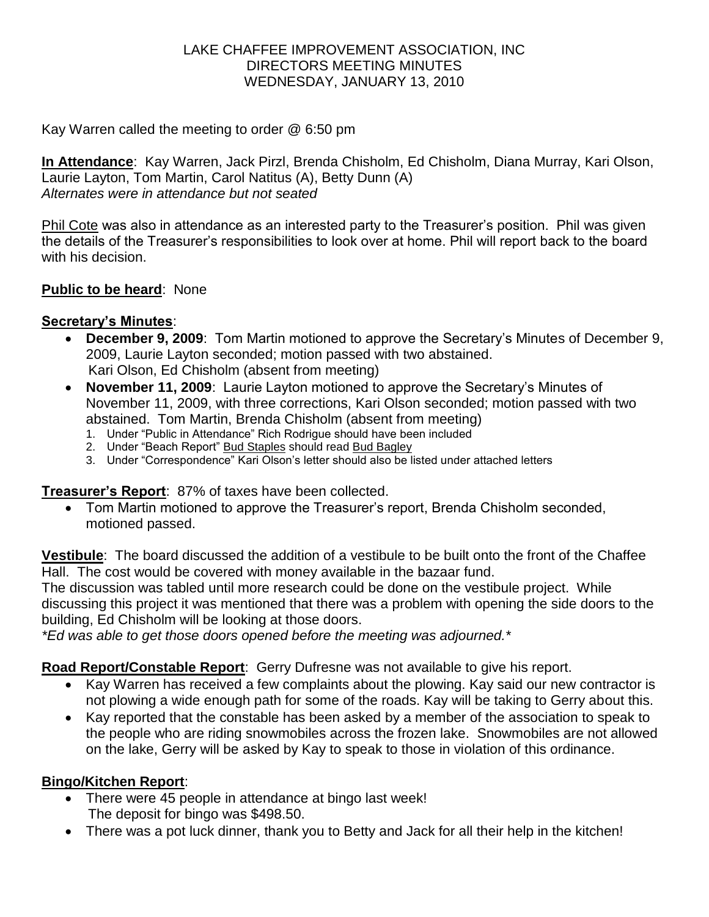LAKE CHAFFEE IMPROVEMENT ASSOCIATION, INC
DIRECTORS MEETING MINUTES
WEDNESDAY, JANUARY 13, 2010

Kay Warren called the meeting to order @ 6:50 pm

**In Attendance**: Kay Warren, Jack Pirzl, Brenda Chisholm, Ed Chisholm, Diana Murray, Kari Olson, Laurie Layton, Tom Martin, Carol Natitus (A), Betty Dunn (A)
*Alternates were in attendance but not seated*

Phil Cote was also in attendance as an interested party to the Treasurer's position. Phil was given the details of the Treasurer's responsibilities to look over at home. Phil will report back to the board with his decision.

**Public to be heard**: None

**Secretary's Minutes**:

- **December 9, 2009**: Tom Martin motioned to approve the Secretary's Minutes of December 9, 2009, Laurie Layton seconded; motion passed with two abstained.
  Kari Olson, Ed Chisholm (absent from meeting)
- **November 11, 2009**: Laurie Layton motioned to approve the Secretary's Minutes of November 11, 2009, with three corrections, Kari Olson seconded; motion passed with two abstained. Tom Martin, Brenda Chisholm (absent from meeting)
  1. Under "Public in Attendance" Rich Rodrigue should have been included
  2. Under "Beach Report" Bud Staples should read Bud Bagley
  3. Under "Correspondence" Kari Olson's letter should also be listed under attached letters

**Treasurer's Report**: 87% of taxes have been collected.

- Tom Martin motioned to approve the Treasurer's report, Brenda Chisholm seconded, motioned passed.

**Vestibule**: The board discussed the addition of a vestibule to be built onto the front of the Chaffee Hall. The cost would be covered with money available in the bazaar fund.
The discussion was tabled until more research could be done on the vestibule project. While discussing this project it was mentioned that there was a problem with opening the side doors to the building, Ed Chisholm will be looking at those doors.
*\*Ed was able to get those doors opened before the meeting was adjourned.\**

**Road Report/Constable Report**: Gerry Dufresne was not available to give his report.

- Kay Warren has received a few complaints about the plowing. Kay said our new contractor is not plowing a wide enough path for some of the roads. Kay will be taking to Gerry about this.
- Kay reported that the constable has been asked by a member of the association to speak to the people who are riding snowmobiles across the frozen lake. Snowmobiles are not allowed on the lake, Gerry will be asked by Kay to speak to those in violation of this ordinance.

**Bingo/Kitchen Report**:

- There were 45 people in attendance at bingo last week!
  The deposit for bingo was $498.50.
- There was a pot luck dinner, thank you to Betty and Jack for all their help in the kitchen!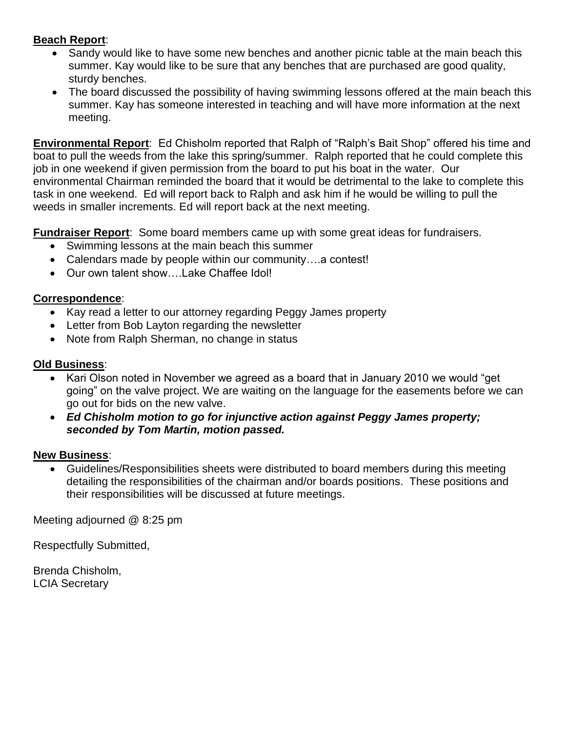**Beach Report**:

- Sandy would like to have some new benches and another picnic table at the main beach this summer. Kay would like to be sure that any benches that are purchased are good quality, sturdy benches.
- The board discussed the possibility of having swimming lessons offered at the main beach this summer. Kay has someone interested in teaching and will have more information at the next meeting.

**Environmental Report**: Ed Chisholm reported that Ralph of "Ralph's Bait Shop" offered his time and boat to pull the weeds from the lake this spring/summer. Ralph reported that he could complete this job in one weekend if given permission from the board to put his boat in the water. Our environmental Chairman reminded the board that it would be detrimental to the lake to complete this task in one weekend. Ed will report back to Ralph and ask him if he would be willing to pull the weeds in smaller increments. Ed will report back at the next meeting.

**Fundraiser Report**: Some board members came up with some great ideas for fundraisers.

- Swimming lessons at the main beach this summer
- Calendars made by people within our community….a contest!
- Our own talent show….Lake Chaffee Idol!

**Correspondence**:

- Kay read a letter to our attorney regarding Peggy James property
- Letter from Bob Layton regarding the newsletter
- Note from Ralph Sherman, no change in status

**Old Business**:

- Kari Olson noted in November we agreed as a board that in January 2010 we would "get going" on the valve project. We are waiting on the language for the easements before we can go out for bids on the new valve.
- ***Ed Chisholm motion to go for injunctive action against Peggy James property; seconded by Tom Martin, motion passed.***

**New Business**:

- Guidelines/Responsibilities sheets were distributed to board members during this meeting detailing the responsibilities of the chairman and/or boards positions. These positions and their responsibilities will be discussed at future meetings.

Meeting adjourned @ 8:25 pm

Respectfully Submitted,

Brenda Chisholm,
LCIA Secretary